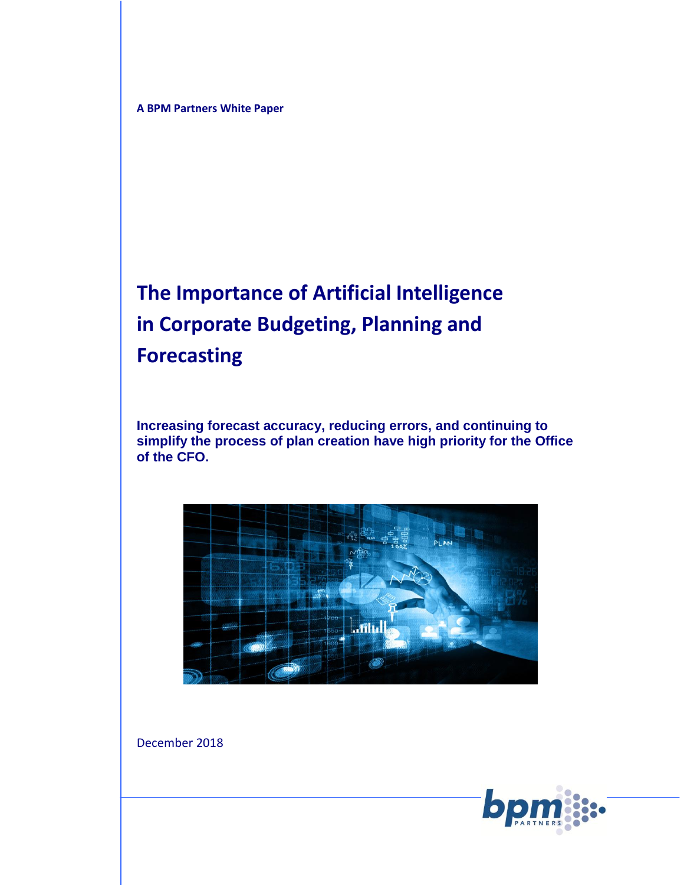A BPM Partners White Paper

# The Importance of Artificial Intelligence in Corporate Budgeting, Planning and Forecasting

**Increasing forecast accuracy, reducing errors, and continuing to simplify the process of plan creation have high priority for the Office of the CFO.**

December 2018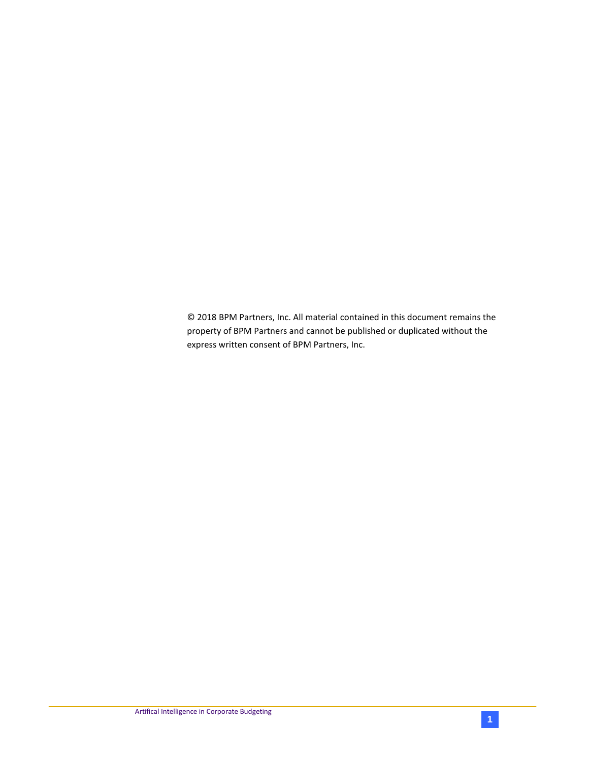© 2018 BPM Partners, Inc. All material contained in this document remains the property of BPM Partners and cannot be published or duplicated without the express written consent of BPM Partners, Inc.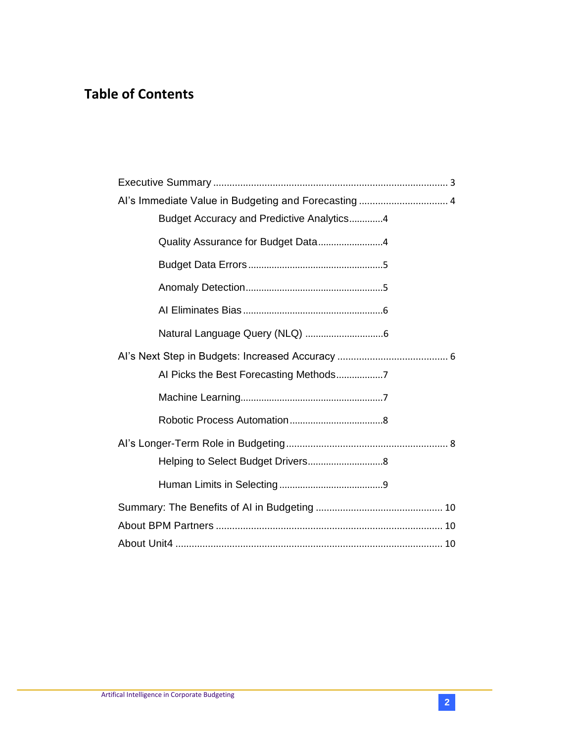## Table of Contents

Executive Summary ........................................................................................ 3
AI's Immediate Value in Budgeting and Forecasting ................................. 4
- Budget Accuracy and Predictive Analytics............4
- Quality Assurance for Budget Data........................4
- Budget Data Errors...................................................5
- Anomaly Detection....................................................5
- AI Eliminates Bias.....................................................6
- Natural Language Query (NLQ) .............................6

AI's Next Step in Budgets: Increased Accuracy ......................................... 6
- AI Picks the Best Forecasting Methods.................7
- Machine Learning......................................................7
- Robotic Process Automation...................................8

AI's Longer-Term Role in Budgeting............................................................ 8
- Helping to Select Budget Drivers............................8
- Human Limits in Selecting.......................................9

Summary: The Benefits of AI in Budgeting ............................................... 10
About BPM Partners .................................................................................... 10
About Unit4 ................................................................................................... 10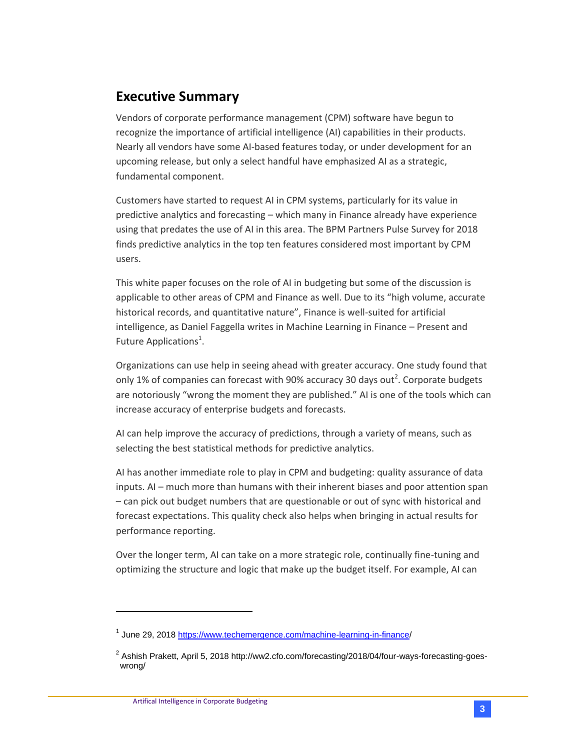## Executive Summary

Vendors of corporate performance management (CPM) software have begun to recognize the importance of artificial intelligence (AI) capabilities in their products. Nearly all vendors have some AI-based features today, or under development for an upcoming release, but only a select handful have emphasized AI as a strategic, fundamental component.

Customers have started to request AI in CPM systems, particularly for its value in predictive analytics and forecasting – which many in Finance already have experience using that predates the use of AI in this area. The BPM Partners Pulse Survey for 2018 finds predictive analytics in the top ten features considered most important by CPM users.

This white paper focuses on the role of AI in budgeting but some of the discussion is applicable to other areas of CPM and Finance as well. Due to its "high volume, accurate historical records, and quantitative nature", Finance is well-suited for artificial intelligence, as Daniel Faggella writes in Machine Learning in Finance – Present and Future Applications[1].

Organizations can use help in seeing ahead with greater accuracy. One study found that only 1% of companies can forecast with 90% accuracy 30 days out[2]. Corporate budgets are notoriously "wrong the moment they are published." AI is one of the tools which can increase accuracy of enterprise budgets and forecasts.

AI can help improve the accuracy of predictions, through a variety of means, such as selecting the best statistical methods for predictive analytics.

AI has another immediate role to play in CPM and budgeting: quality assurance of data inputs. AI – much more than humans with their inherent biases and poor attention span – can pick out budget numbers that are questionable or out of sync with historical and forecast expectations. This quality check also helps when bringing in actual results for performance reporting.

Over the longer term, AI can take on a more strategic role, continually fine-tuning and optimizing the structure and logic that make up the budget itself. For example, AI can

---

[1] June 29, 2018 https://www.techemergence.com/machine-learning-in-finance/

[2] Ashish Prakett, April 5, 2018 http://ww2.cfo.com/forecasting/2018/04/four-ways-forecasting-goes-wrong/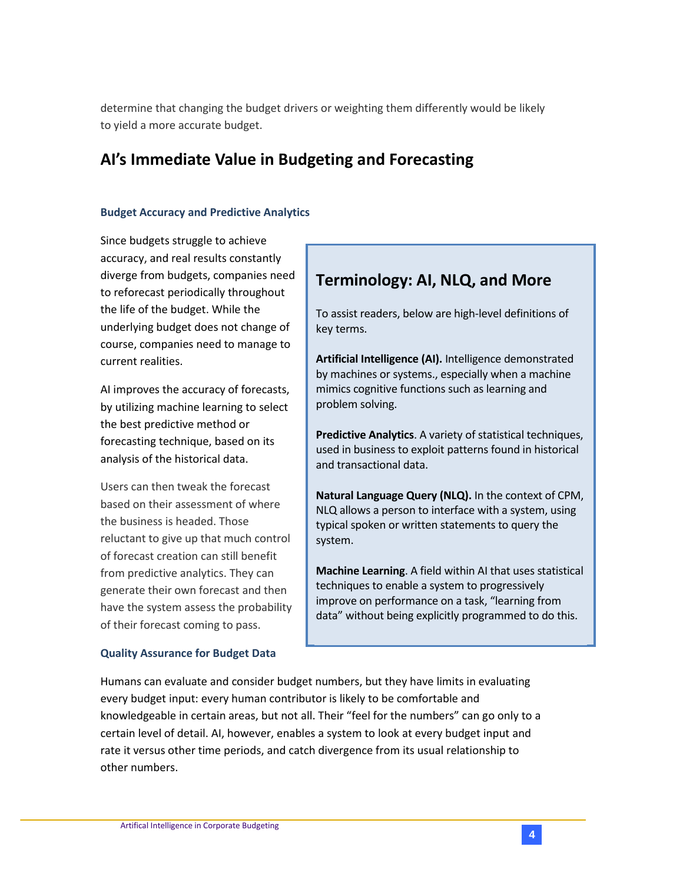determine that changing the budget drivers or weighting them differently would be likely to yield a more accurate budget.

## AI's Immediate Value in Budgeting and Forecasting

### Budget Accuracy and Predictive Analytics

Since budgets struggle to achieve accuracy, and real results constantly diverge from budgets, companies need to reforecast periodically throughout the life of the budget. While the underlying budget does not change of course, companies need to manage to current realities.

AI improves the accuracy of forecasts, by utilizing machine learning to select the best predictive method or forecasting technique, based on its analysis of the historical data.

Users can then tweak the forecast based on their assessment of where the business is headed. Those reluctant to give up that much control of forecast creation can still benefit from predictive analytics. They can generate their own forecast and then have the system assess the probability of their forecast coming to pass.

### Terminology: AI, NLQ, and More

To assist readers, below are high-level definitions of key terms.

**Artificial Intelligence (AI).** Intelligence demonstrated by machines or systems., especially when a machine mimics cognitive functions such as learning and problem solving.

**Predictive Analytics**. A variety of statistical techniques, used in business to exploit patterns found in historical and transactional data.

**Natural Language Query (NLQ).** In the context of CPM, NLQ allows a person to interface with a system, using typical spoken or written statements to query the system.

**Machine Learning**. A field within AI that uses statistical techniques to enable a system to progressively improve on performance on a task, "learning from data" without being explicitly programmed to do this.

### Quality Assurance for Budget Data

Humans can evaluate and consider budget numbers, but they have limits in evaluating every budget input: every human contributor is likely to be comfortable and knowledgeable in certain areas, but not all. Their "feel for the numbers" can go only to a certain level of detail. AI, however, enables a system to look at every budget input and rate it versus other time periods, and catch divergence from its usual relationship to other numbers.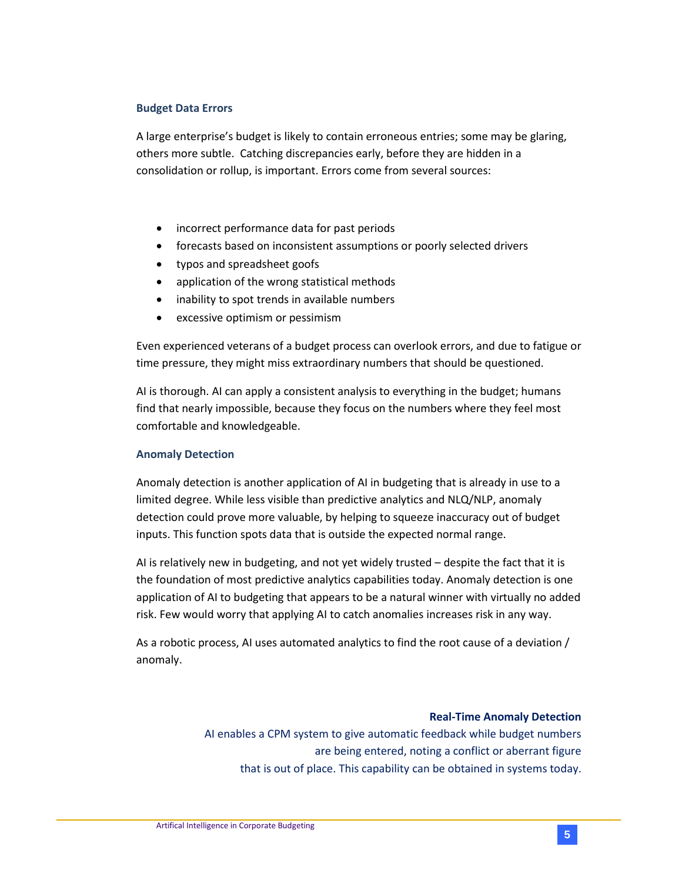### Budget Data Errors

A large enterprise's budget is likely to contain erroneous entries; some may be glaring, others more subtle. Catching discrepancies early, before they are hidden in a consolidation or rollup, is important. Errors come from several sources:

- incorrect performance data for past periods
- forecasts based on inconsistent assumptions or poorly selected drivers
- typos and spreadsheet goofs
- application of the wrong statistical methods
- inability to spot trends in available numbers
- excessive optimism or pessimism

Even experienced veterans of a budget process can overlook errors, and due to fatigue or time pressure, they might miss extraordinary numbers that should be questioned.

AI is thorough. AI can apply a consistent analysis to everything in the budget; humans find that nearly impossible, because they focus on the numbers where they feel most comfortable and knowledgeable.

### Anomaly Detection

Anomaly detection is another application of AI in budgeting that is already in use to a limited degree. While less visible than predictive analytics and NLQ/NLP, anomaly detection could prove more valuable, by helping to squeeze inaccuracy out of budget inputs. This function spots data that is outside the expected normal range.

AI is relatively new in budgeting, and not yet widely trusted – despite the fact that it is the foundation of most predictive analytics capabilities today. Anomaly detection is one application of AI to budgeting that appears to be a natural winner with virtually no added risk. Few would worry that applying AI to catch anomalies increases risk in any way.

As a robotic process, AI uses automated analytics to find the root cause of a deviation / anomaly.

**Real-Time Anomaly Detection**

AI enables a CPM system to give automatic feedback while budget numbers are being entered, noting a conflict or aberrant figure that is out of place. This capability can be obtained in systems today.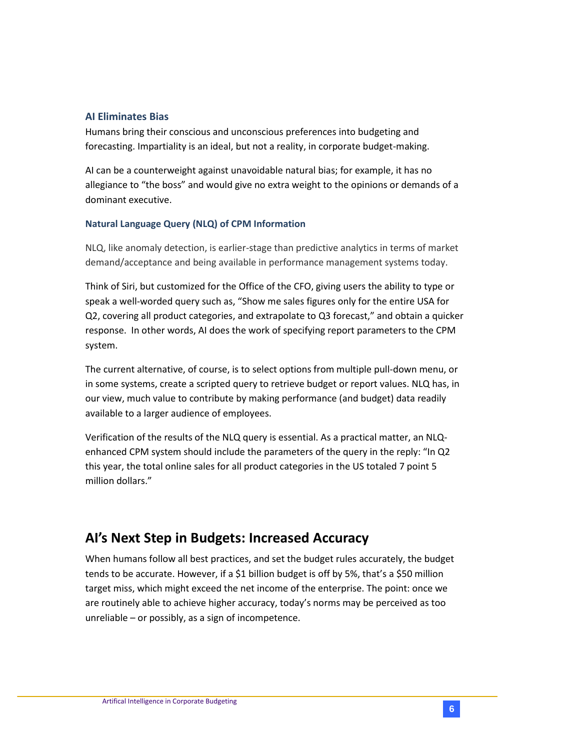### AI Eliminates Bias

Humans bring their conscious and unconscious preferences into budgeting and forecasting. Impartiality is an ideal, but not a reality, in corporate budget-making.

AI can be a counterweight against unavoidable natural bias; for example, it has no allegiance to "the boss" and would give no extra weight to the opinions or demands of a dominant executive.

#### Natural Language Query (NLQ) of CPM Information

NLQ, like anomaly detection, is earlier-stage than predictive analytics in terms of market demand/acceptance and being available in performance management systems today.

Think of Siri, but customized for the Office of the CFO, giving users the ability to type or speak a well-worded query such as, "Show me sales figures only for the entire USA for Q2, covering all product categories, and extrapolate to Q3 forecast," and obtain a quicker response. In other words, AI does the work of specifying report parameters to the CPM system.

The current alternative, of course, is to select options from multiple pull-down menu, or in some systems, create a scripted query to retrieve budget or report values. NLQ has, in our view, much value to contribute by making performance (and budget) data readily available to a larger audience of employees.

Verification of the results of the NLQ query is essential. As a practical matter, an NLQ-enhanced CPM system should include the parameters of the query in the reply: "In Q2 this year, the total online sales for all product categories in the US totaled 7 point 5 million dollars."

## AI's Next Step in Budgets: Increased Accuracy

When humans follow all best practices, and set the budget rules accurately, the budget tends to be accurate. However, if a $1 billion budget is off by 5%, that's a $50 million target miss, which might exceed the net income of the enterprise. The point: once we are routinely able to achieve higher accuracy, today's norms may be perceived as too unreliable – or possibly, as a sign of incompetence.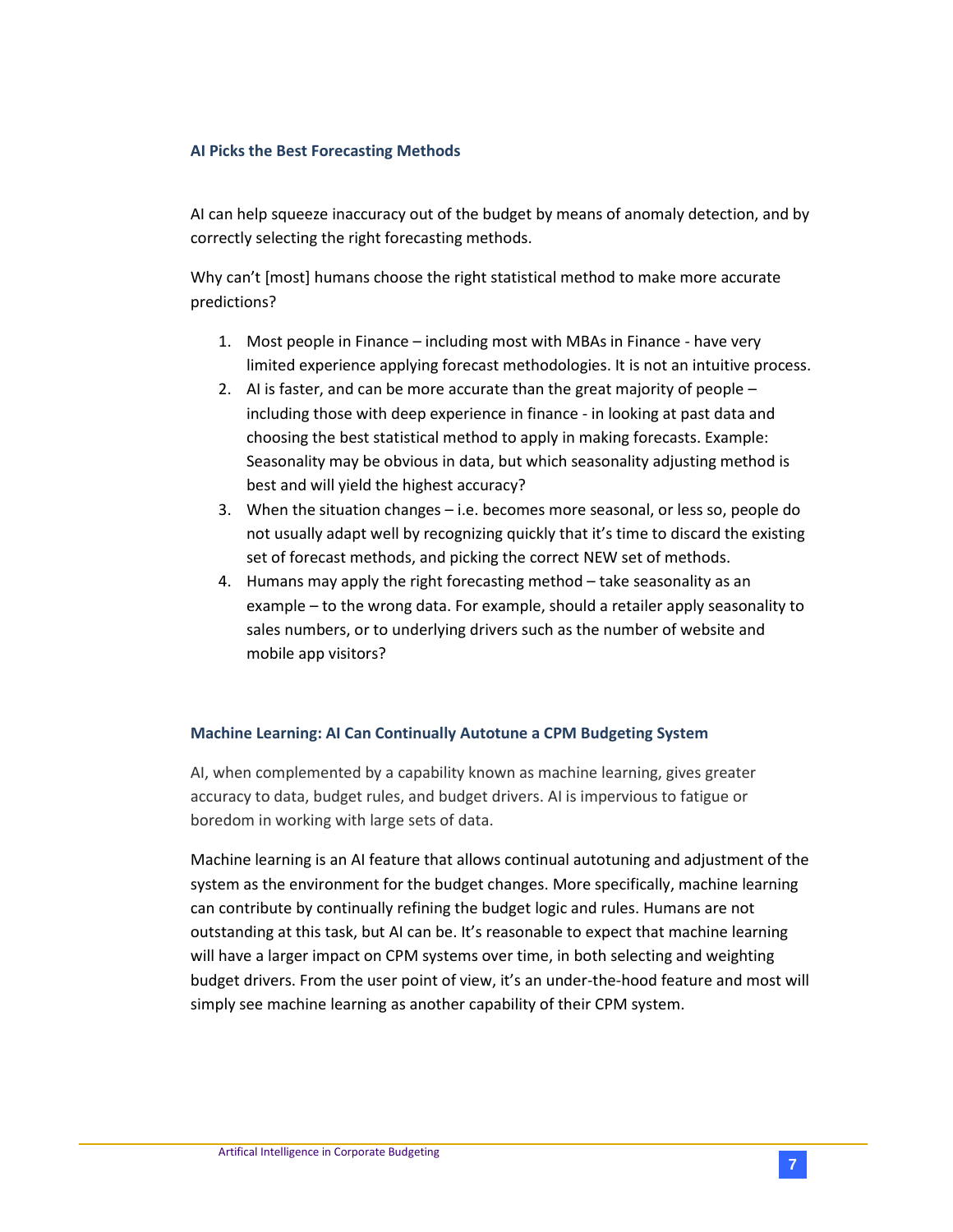### AI Picks the Best Forecasting Methods

AI can help squeeze inaccuracy out of the budget by means of anomaly detection, and by correctly selecting the right forecasting methods.

Why can't [most] humans choose the right statistical method to make more accurate predictions?

1. Most people in Finance – including most with MBAs in Finance - have very limited experience applying forecast methodologies. It is not an intuitive process.
2. AI is faster, and can be more accurate than the great majority of people – including those with deep experience in finance - in looking at past data and choosing the best statistical method to apply in making forecasts. Example: Seasonality may be obvious in data, but which seasonality adjusting method is best and will yield the highest accuracy?
3. When the situation changes – i.e. becomes more seasonal, or less so, people do not usually adapt well by recognizing quickly that it's time to discard the existing set of forecast methods, and picking the correct NEW set of methods.
4. Humans may apply the right forecasting method – take seasonality as an example – to the wrong data. For example, should a retailer apply seasonality to sales numbers, or to underlying drivers such as the number of website and mobile app visitors?

### Machine Learning: AI Can Continually Autotune a CPM Budgeting System

AI, when complemented by a capability known as machine learning, gives greater accuracy to data, budget rules, and budget drivers. AI is impervious to fatigue or boredom in working with large sets of data.

Machine learning is an AI feature that allows continual autotuning and adjustment of the system as the environment for the budget changes. More specifically, machine learning can contribute by continually refining the budget logic and rules. Humans are not outstanding at this task, but AI can be. It's reasonable to expect that machine learning will have a larger impact on CPM systems over time, in both selecting and weighting budget drivers. From the user point of view, it's an under-the-hood feature and most will simply see machine learning as another capability of their CPM system.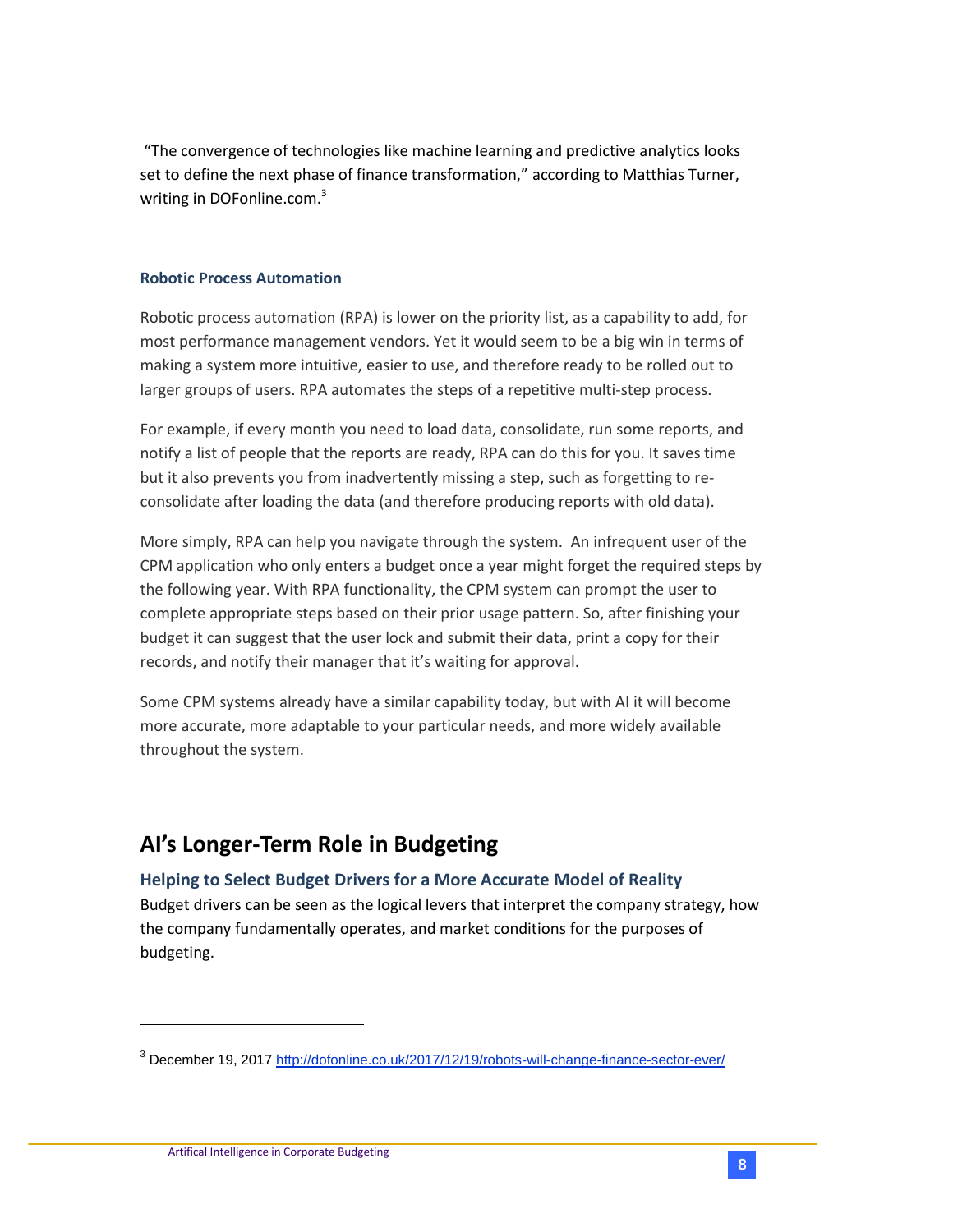"The convergence of technologies like machine learning and predictive analytics looks set to define the next phase of finance transformation," according to Matthias Turner, writing in DOFonline.com.[3]

### Robotic Process Automation

Robotic process automation (RPA) is lower on the priority list, as a capability to add, for most performance management vendors. Yet it would seem to be a big win in terms of making a system more intuitive, easier to use, and therefore ready to be rolled out to larger groups of users. RPA automates the steps of a repetitive multi-step process.

For example, if every month you need to load data, consolidate, run some reports, and notify a list of people that the reports are ready, RPA can do this for you. It saves time but it also prevents you from inadvertently missing a step, such as forgetting to re-consolidate after loading the data (and therefore producing reports with old data).

More simply, RPA can help you navigate through the system. An infrequent user of the CPM application who only enters a budget once a year might forget the required steps by the following year. With RPA functionality, the CPM system can prompt the user to complete appropriate steps based on their prior usage pattern. So, after finishing your budget it can suggest that the user lock and submit their data, print a copy for their records, and notify their manager that it's waiting for approval.

Some CPM systems already have a similar capability today, but with AI it will become more accurate, more adaptable to your particular needs, and more widely available throughout the system.

## AI's Longer-Term Role in Budgeting

### Helping to Select Budget Drivers for a More Accurate Model of Reality

Budget drivers can be seen as the logical levers that interpret the company strategy, how the company fundamentally operates, and market conditions for the purposes of budgeting.

---

[3] December 19, 2017 http://dofonline.co.uk/2017/12/19/robots-will-change-finance-sector-ever/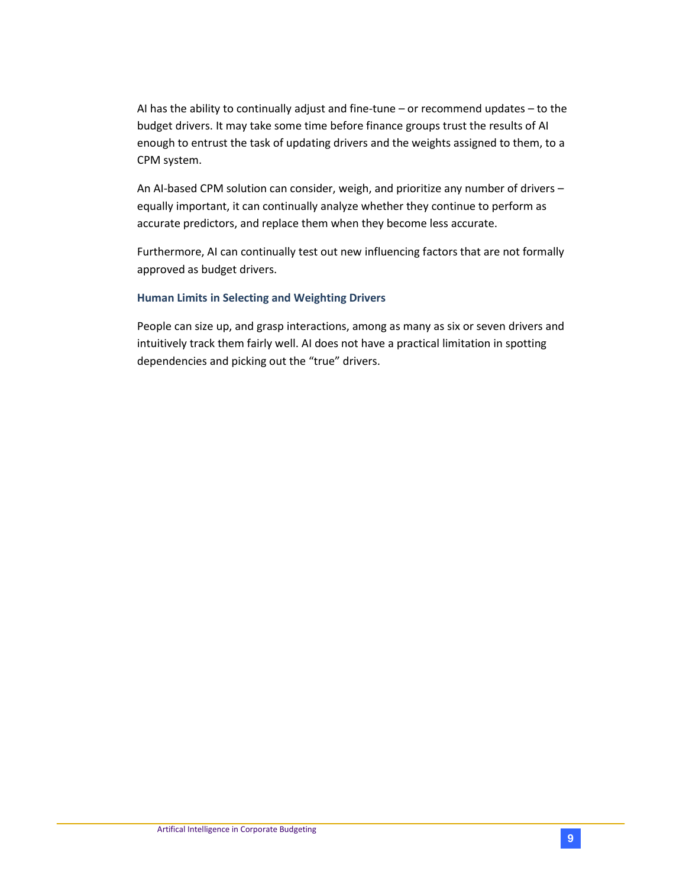AI has the ability to continually adjust and fine-tune – or recommend updates – to the budget drivers. It may take some time before finance groups trust the results of AI enough to entrust the task of updating drivers and the weights assigned to them, to a CPM system.

An AI-based CPM solution can consider, weigh, and prioritize any number of drivers – equally important, it can continually analyze whether they continue to perform as accurate predictors, and replace them when they become less accurate.

Furthermore, AI can continually test out new influencing factors that are not formally approved as budget drivers.

### Human Limits in Selecting and Weighting Drivers

People can size up, and grasp interactions, among as many as six or seven drivers and intuitively track them fairly well. AI does not have a practical limitation in spotting dependencies and picking out the "true" drivers.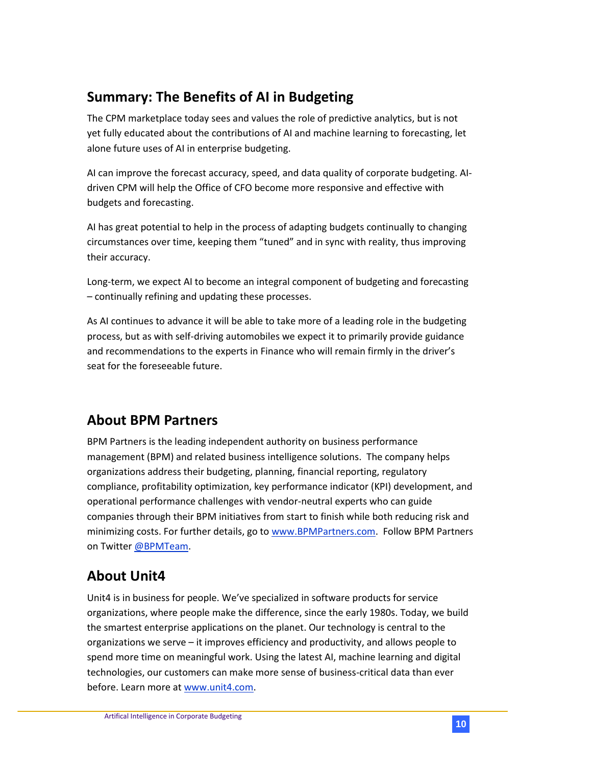## Summary: The Benefits of AI in Budgeting

The CPM marketplace today sees and values the role of predictive analytics, but is not yet fully educated about the contributions of AI and machine learning to forecasting, let alone future uses of AI in enterprise budgeting.

AI can improve the forecast accuracy, speed, and data quality of corporate budgeting. AI-driven CPM will help the Office of CFO become more responsive and effective with budgets and forecasting.

AI has great potential to help in the process of adapting budgets continually to changing circumstances over time, keeping them "tuned" and in sync with reality, thus improving their accuracy.

Long-term, we expect AI to become an integral component of budgeting and forecasting – continually refining and updating these processes.

As AI continues to advance it will be able to take more of a leading role in the budgeting process, but as with self-driving automobiles we expect it to primarily provide guidance and recommendations to the experts in Finance who will remain firmly in the driver's seat for the foreseeable future.

## About BPM Partners

BPM Partners is the leading independent authority on business performance management (BPM) and related business intelligence solutions. The company helps organizations address their budgeting, planning, financial reporting, regulatory compliance, profitability optimization, key performance indicator (KPI) development, and operational performance challenges with vendor-neutral experts who can guide companies through their BPM initiatives from start to finish while both reducing risk and minimizing costs. For further details, go to [www.BPMPartners.com](http://www.BPMPartners.com). Follow BPM Partners on Twitter [@BPMTeam](https://twitter.com/BPMTeam).

## About Unit4

Unit4 is in business for people. We've specialized in software products for service organizations, where people make the difference, since the early 1980s. Today, we build the smartest enterprise applications on the planet. Our technology is central to the organizations we serve – it improves efficiency and productivity, and allows people to spend more time on meaningful work. Using the latest AI, machine learning and digital technologies, our customers can make more sense of business-critical data than ever before. Learn more at [www.unit4.com](http://www.unit4.com).